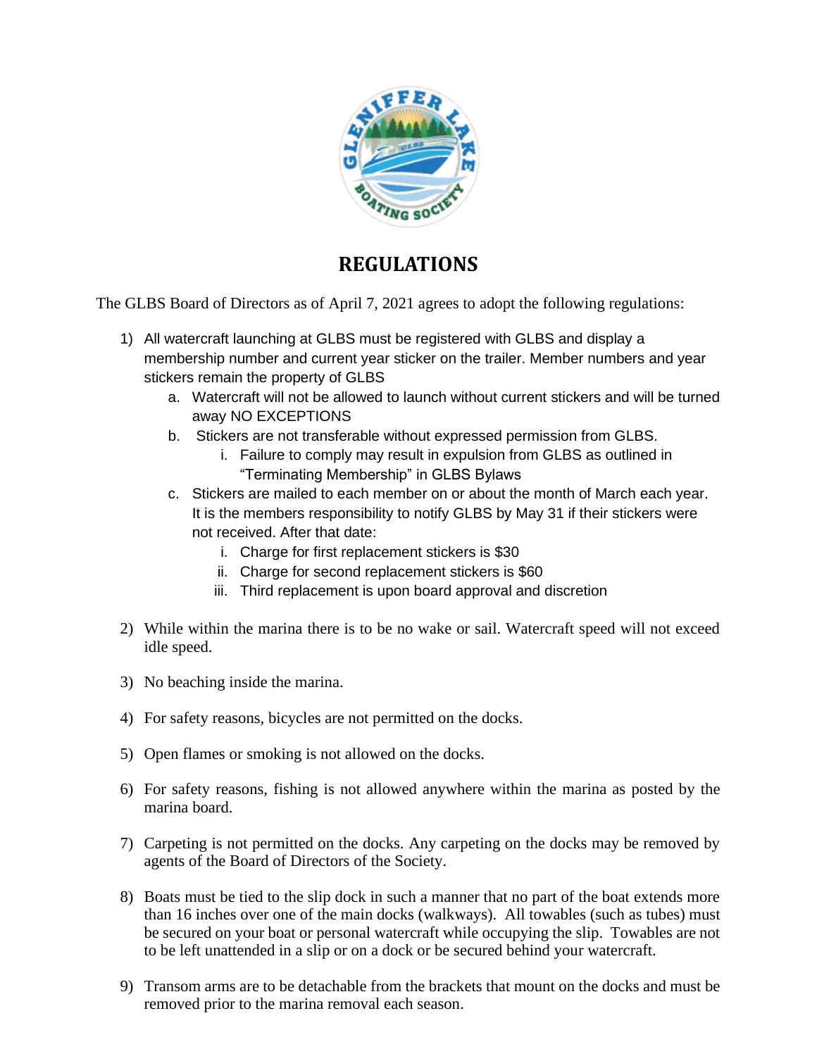# REGULATIONS

The GLBS Board of Directors as of April 7, 2021 agrees to adopt the following regulations:

1) All watercraft launching at GLBS must be registered with GLBS and display a membership number and current year sticker on the trailer. Member numbers and year stickers remain the property of GLBS
   a. Watercraft will not be allowed to launch without current stickers and will be turned away NO EXCEPTIONS
   b. Stickers are not transferable without expressed permission from GLBS.
      i. Failure to comply may result in expulsion from GLBS as outlined in "Terminating Membership" in GLBS Bylaws
   c. Stickers are mailed to each member on or about the month of March each year. It is the members responsibility to notify GLBS by May 31 if their stickers were not received. After that date:
      i. Charge for first replacement stickers is $30
      ii. Charge for second replacement stickers is $60
      iii. Third replacement is upon board approval and discretion

2) While within the marina there is to be no wake or sail. Watercraft speed will not exceed idle speed.

3) No beaching inside the marina.

4) For safety reasons, bicycles are not permitted on the docks.

5) Open flames or smoking is not allowed on the docks.

6) For safety reasons, fishing is not allowed anywhere within the marina as posted by the marina board.

7) Carpeting is not permitted on the docks. Any carpeting on the docks may be removed by agents of the Board of Directors of the Society.

8) Boats must be tied to the slip dock in such a manner that no part of the boat extends more than 16 inches over one of the main docks (walkways). All towables (such as tubes) must be secured on your boat or personal watercraft while occupying the slip. Towables are not to be left unattended in a slip or on a dock or be secured behind your watercraft.

9) Transom arms are to be detachable from the brackets that mount on the docks and must be removed prior to the marina removal each season.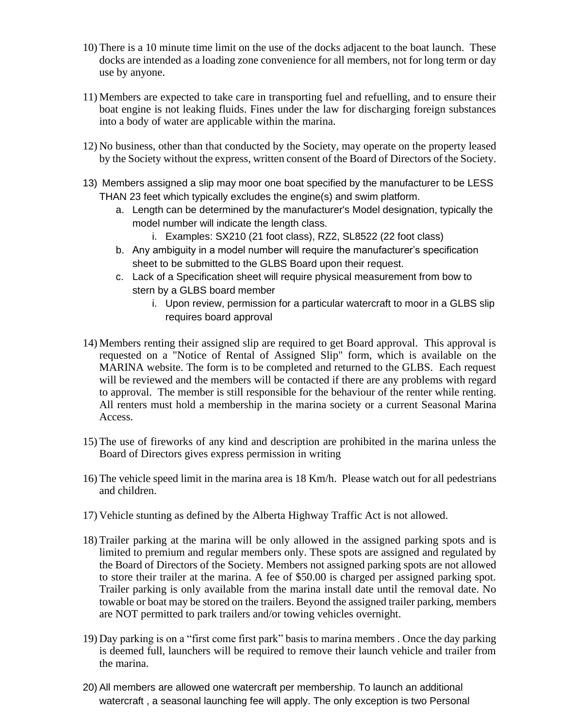10) There is a 10 minute time limit on the use of the docks adjacent to the boat launch. These docks are intended as a loading zone convenience for all members, not for long term or day use by anyone.

11) Members are expected to take care in transporting fuel and refuelling, and to ensure their boat engine is not leaking fluids. Fines under the law for discharging foreign substances into a body of water are applicable within the marina.

12) No business, other than that conducted by the Society, may operate on the property leased by the Society without the express, written consent of the Board of Directors of the Society.

13) Members assigned a slip may moor one boat specified by the manufacturer to be LESS THAN 23 feet which typically excludes the engine(s) and swim platform.
    a. Length can be determined by the manufacturer's Model designation, typically the model number will indicate the length class.
        i. Examples: SX210 (21 foot class), RZ2, SL8522 (22 foot class)
    b. Any ambiguity in a model number will require the manufacturer's specification sheet to be submitted to the GLBS Board upon their request.
    c. Lack of a Specification sheet will require physical measurement from bow to stern by a GLBS board member
        i. Upon review, permission for a particular watercraft to moor in a GLBS slip requires board approval

14) Members renting their assigned slip are required to get Board approval. This approval is requested on a "Notice of Rental of Assigned Slip" form, which is available on the MARINA website. The form is to be completed and returned to the GLBS. Each request will be reviewed and the members will be contacted if there are any problems with regard to approval. The member is still responsible for the behaviour of the renter while renting. All renters must hold a membership in the marina society or a current Seasonal Marina Access.

15) The use of fireworks of any kind and description are prohibited in the marina unless the Board of Directors gives express permission in writing

16) The vehicle speed limit in the marina area is 18 Km/h. Please watch out for all pedestrians and children.

17) Vehicle stunting as defined by the Alberta Highway Traffic Act is not allowed.

18) Trailer parking at the marina will be only allowed in the assigned parking spots and is limited to premium and regular members only. These spots are assigned and regulated by the Board of Directors of the Society. Members not assigned parking spots are not allowed to store their trailer at the marina. A fee of $50.00 is charged per assigned parking spot. Trailer parking is only available from the marina install date until the removal date. No towable or boat may be stored on the trailers. Beyond the assigned trailer parking, members are NOT permitted to park trailers and/or towing vehicles overnight.

19) Day parking is on a "first come first park" basis to marina members . Once the day parking is deemed full, launchers will be required to remove their launch vehicle and trailer from the marina.

20) All members are allowed one watercraft per membership. To launch an additional watercraft , a seasonal launching fee will apply. The only exception is two Personal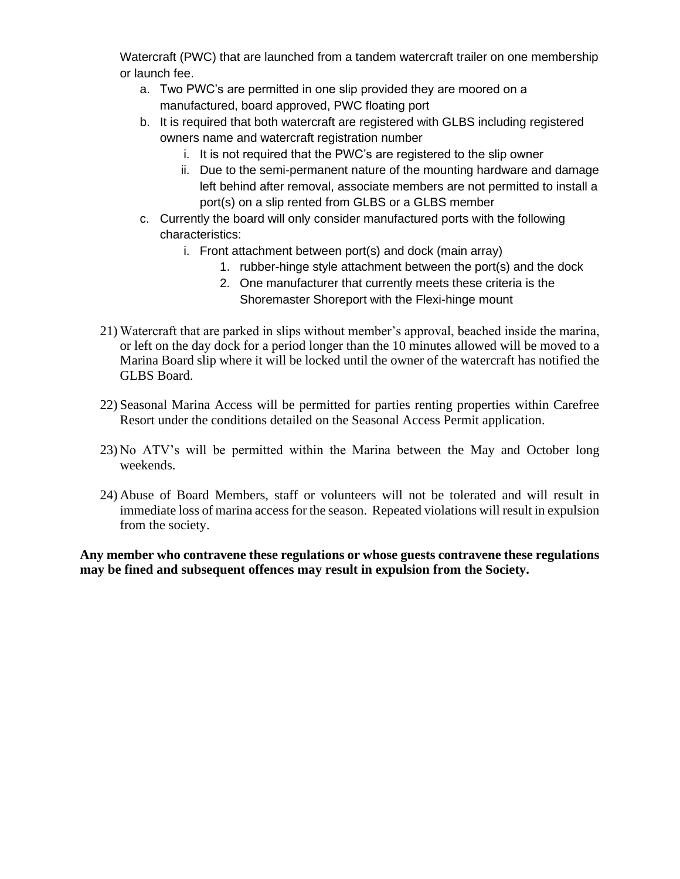Watercraft (PWC) that are launched from a tandem watercraft trailer on one membership or launch fee.

   a. Two PWC's are permitted in one slip provided they are moored on a manufactured, board approved, PWC floating port
   b. It is required that both watercraft are registered with GLBS including registered owners name and watercraft registration number
      i. It is not required that the PWC's are registered to the slip owner
      ii. Due to the semi-permanent nature of the mounting hardware and damage left behind after removal, associate members are not permitted to install a port(s) on a slip rented from GLBS or a GLBS member
   c. Currently the board will only consider manufactured ports with the following characteristics:
      i. Front attachment between port(s) and dock (main array)
         1. rubber-hinge style attachment between the port(s) and the dock
         2. One manufacturer that currently meets these criteria is the Shoremaster Shoreport with the Flexi-hinge mount

21) Watercraft that are parked in slips without member's approval, beached inside the marina, or left on the day dock for a period longer than the 10 minutes allowed will be moved to a Marina Board slip where it will be locked until the owner of the watercraft has notified the GLBS Board.

22) Seasonal Marina Access will be permitted for parties renting properties within Carefree Resort under the conditions detailed on the Seasonal Access Permit application.

23) No ATV's will be permitted within the Marina between the May and October long weekends.

24) Abuse of Board Members, staff or volunteers will not be tolerated and will result in immediate loss of marina access for the season. Repeated violations will result in expulsion from the society.

**Any member who contravene these regulations or whose guests contravene these regulations may be fined and subsequent offences may result in expulsion from the Society.**